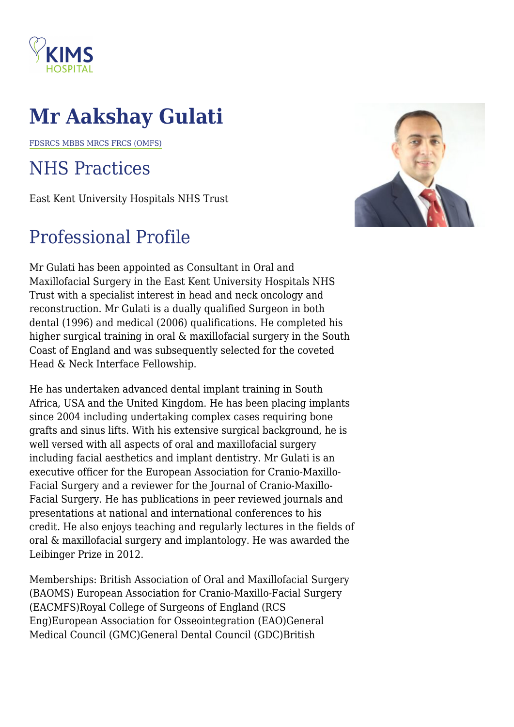# Mr Aakshay Gulati

FDSRCS MBBS MRCS FRCS (OMFS)

## NHS Practices

East Kent University Hospitals NHS Trust

## Professional Profile

Mr Gulati has been appointed as Consultant in Oral and Maxillofacial Surgery in the East Kent University Hospitals NHS Trust with a specialist interest in head and neck oncology and reconstruction. Mr Gulati is a dually qualified Surgeon in both dental (1996) and medical (2006) qualifications. He completed his higher surgical training in oral & maxillofacial surgery in the South Coast of England and was subsequently selected for the coveted Head & Neck Interface Fellowship.

He has undertaken advanced dental implant training in South Africa, USA and the United Kingdom. He has been placing implants since 2004 including undertaking complex cases requiring bone grafts and sinus lifts. With his extensive surgical background, he is well versed with all aspects of oral and maxillofacial surgery including facial aesthetics and implant dentistry. Mr Gulati is an executive officer for the European Association for Cranio-Maxillo-Facial Surgery and a reviewer for the Journal of Cranio-Maxillo-Facial Surgery. He has publications in peer reviewed journals and presentations at national and international conferences to his credit. He also enjoys teaching and regularly lectures in the fields of oral & maxillofacial surgery and implantology. He was awarded the Leibinger Prize in 2012.

Memberships: British Association of Oral and Maxillofacial Surgery (BAOMS) European Association for Cranio-Maxillo-Facial Surgery (EACMFS)Royal College of Surgeons of England (RCS Eng)European Association for Osseointegration (EAO)General Medical Council (GMC)General Dental Council (GDC)British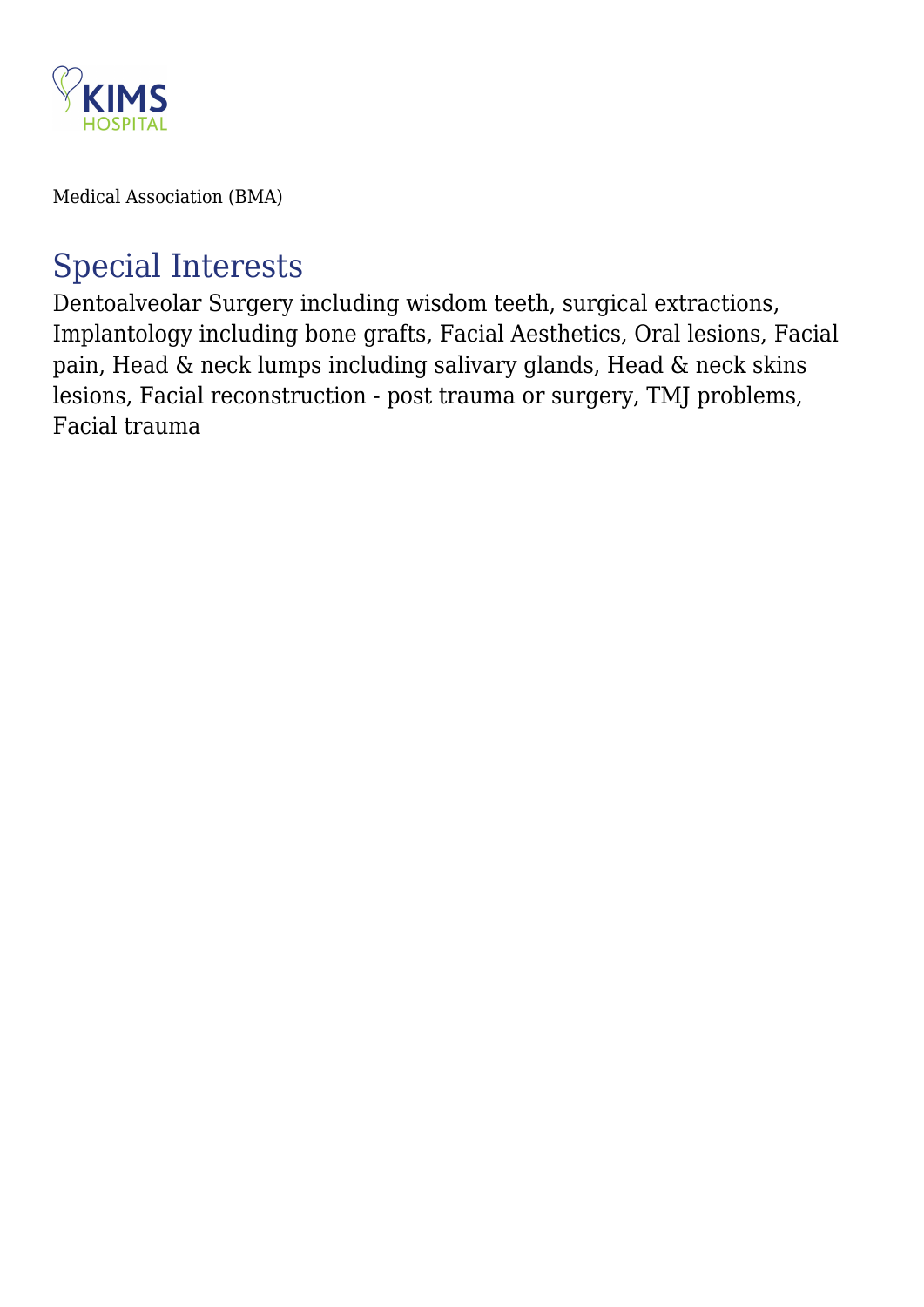Medical Association (BMA)

## Special Interests

Dentoalveolar Surgery including wisdom teeth, surgical extractions, Implantology including bone grafts, Facial Aesthetics, Oral lesions, Facial pain, Head & neck lumps including salivary glands, Head & neck skins lesions, Facial reconstruction - post trauma or surgery, TMJ problems, Facial trauma